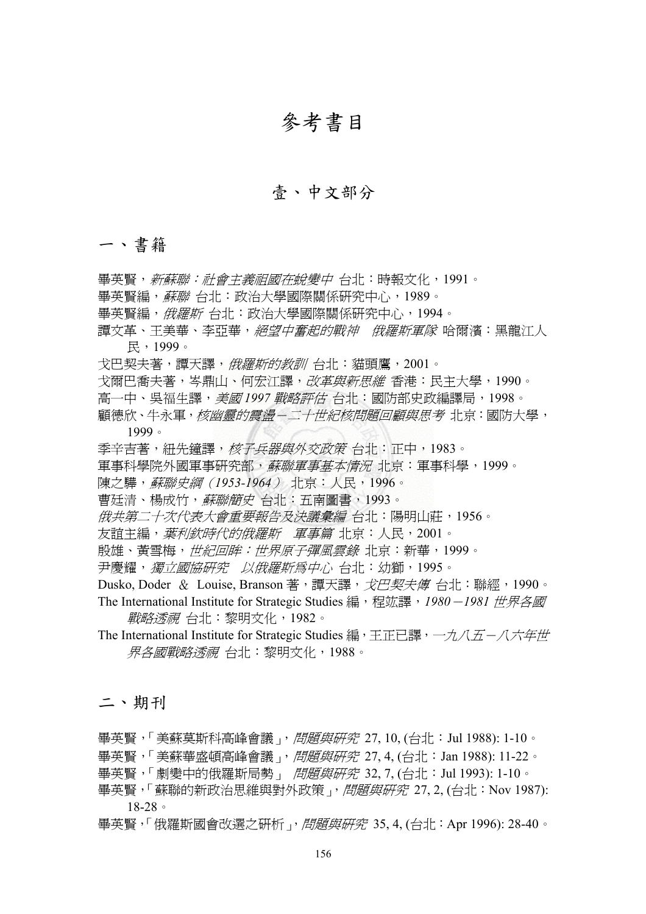# 參考書目

## 壹、中文部分

### 一、書籍

畢英賢，*新蘇聯：社會主義祖國在蛻變中* 台北：時報文化，1991。

畢英賢編，*蘇聯* 台北：政治大學國際關係研究中心，1989。

畢英賢編，*俄羅斯* 台北：政治大學國際關係研究中心，1994。

譚文革、王美華、李亞華，*絕望中奮起的戰神　俄羅斯軍隊* 哈爾濱：黑龍江人民，1999。

戈巴契夫著，譚天譯，*俄羅斯的教訓* 台北：貓頭鷹，2001。

戈爾巴喬夫著，岑鼎山、何宏江譯，*改革與新思維* 香港：民主大學，1990。

高一中、吳福生譯，*美國 1997 戰略評估* 台北：國防部史政編譯局，1998。

顧德欣、牛永軍，*核幽靈的震盪－二十世紀核問題回顧與思考* 北京：國防大學，1999。

季辛吉著，紐先鐘譯，*核子兵器與外交政策* 台北：正中，1983。

軍事科學院外國軍事研究部，*蘇聯軍事基本情況* 北京：軍事科學，1999。

陳之驊，*蘇聯史綱（1953-1964）* 北京：人民，1996。

曹廷清、楊成竹，*蘇聯簡史* 台北：五南圖書，1993。

*俄共第二十次代表大會重要報告及決議彙編* 台北：陽明山莊，1956。

友誼主編，*葉利欽時代的俄羅斯　軍事篇* 北京：人民，2001。

殷雄、黃雪梅，*世紀回眸：世界原子彈風雲錄* 北京：新華，1999。

尹慶耀，*獨立國協研究　以俄羅斯為中心* 台北：幼獅，1995。

Dusko, Doder ＆ Louise, Branson 著，譚天譯，*戈巴契夫傳* 台北：聯經，1990。

The International Institute for Strategic Studies 編，程竑譯，*1980－1981 世界各國戰略透視* 台北：黎明文化，1982。

The International Institute for Strategic Studies 編，王正已譯，*一九八五－八六年世界各國戰略透視* 台北：黎明文化，1988。

### 二、期刊

畢英賢，「美蘇莫斯科高峰會議」，*問題與研究* 27, 10, (台北：Jul 1988): 1-10。

畢英賢，「美蘇華盛頓高峰會議」，*問題與研究* 27, 4, (台北：Jan 1988): 11-22。

畢英賢，「劇變中的俄羅斯局勢」 *問題與研究* 32, 7, (台北：Jul 1993): 1-10。

畢英賢，「蘇聯的新政治思維與對外政策」，*問題與研究* 27, 2, (台北：Nov 1987): 18-28。

畢英賢，「俄羅斯國會改選之研析」，*問題與研究* 35, 4, (台北：Apr 1996): 28-40。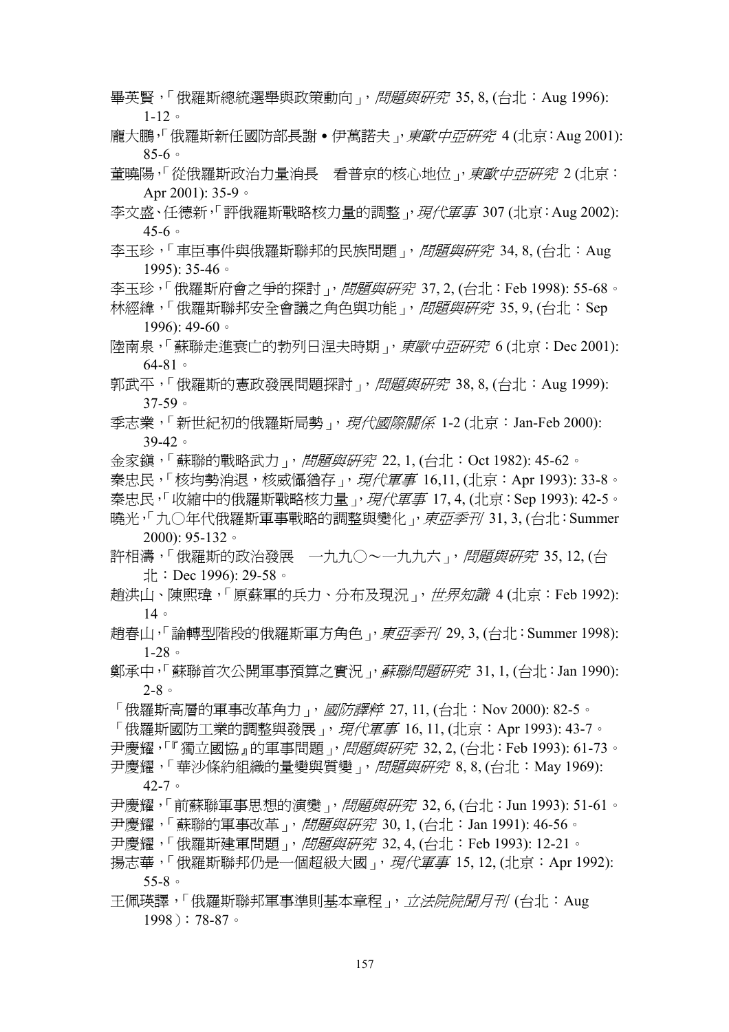畢英賢，「俄羅斯總統選舉與政策動向」，*問題與研究* 35, 8, (台北：Aug 1996): 1-12。

龐大鵬，「俄羅斯新任國防部長謝 • 伊萬諾夫」，*東歐中亞研究* 4 (北京：Aug 2001): 85-6。

董曉陽，「從俄羅斯政治力量消長　看普京的核心地位」，*東歐中亞研究* 2 (北京：Apr 2001): 35-9。

李文盛、任德新，「評俄羅斯戰略核力量的調整」，*現代軍事* 307 (北京：Aug 2002): 45-6。

李玉珍，「車臣事件與俄羅斯聯邦的民族問題」，*問題與研究* 34, 8, (台北：Aug 1995): 35-46。

李玉珍，「俄羅斯府會之爭的探討」，*問題與研究* 37, 2, (台北：Feb 1998): 55-68。

林經緯，「俄羅斯聯邦安全會議之角色與功能」，*問題與研究* 35, 9, (台北：Sep 1996): 49-60。

陸南泉，「蘇聯走進衰亡的勃列日涅夫時期」，*東歐中亞研究* 6 (北京：Dec 2001): 64-81。

郭武平，「俄羅斯的憲政發展問題探討」，*問題與研究* 38, 8, (台北：Aug 1999): 37-59。

季志業，「新世紀初的俄羅斯局勢」，*現代國際關係* 1-2 (北京：Jan-Feb 2000): 39-42。

金家鎮，「蘇聯的戰略武力」，*問題與研究* 22, 1, (台北：Oct 1982): 45-62。

秦忠民，「核均勢消退，核威懾猶存」，*現代軍事* 16,11, (北京：Apr 1993): 33-8。

秦忠民，「收縮中的俄羅斯戰略核力量」，*現代軍事* 17, 4, (北京：Sep 1993): 42-5。

曉光，「九〇年代俄羅斯軍事戰略的調整與變化」，*東亞季刊* 31, 3, (台北：Summer 2000): 95-132。

許相濤，「俄羅斯的政治發展　一九九〇～一九九六」，*問題與研究* 35, 12, (台北：Dec 1996): 29-58。

趙洪山、陳熙瑋，「原蘇軍的兵力、分布及現況」，*世界知識* 4 (北京：Feb 1992): 14。

趙春山，「論轉型階段的俄羅斯軍方角色」，*東亞季刊* 29, 3, (台北：Summer 1998): 1-28。

鄭承中，「蘇聯首次公開軍事預算之實況」，*蘇聯問題研究* 31, 1, (台北：Jan 1990): 2-8。

「俄羅斯高層的軍事改革角力」，*國防譯粹* 27, 11, (台北：Nov 2000): 82-5。

「俄羅斯國防工業的調整與發展」，*現代軍事* 16, 11, (北京：Apr 1993): 43-7。

尹慶耀，「『獨立國協』的軍事問題」，*問題與研究* 32, 2, (台北：Feb 1993): 61-73。

尹慶耀，「華沙條約組織的量變與質變」，*問題與研究* 8, 8, (台北：May 1969): 42-7。

尹慶耀，「前蘇聯軍事思想的演變」，*問題與研究* 32, 6, (台北：Jun 1993): 51-61。

尹慶耀，「蘇聯的軍事改革」，*問題與研究* 30, 1, (台北：Jan 1991): 46-56。

尹慶耀，「俄羅斯建軍問題」，*問題與研究* 32, 4, (台北：Feb 1993): 12-21。

揚志華，「俄羅斯聯邦仍是一個超級大國」，*現代軍事* 15, 12, (北京：Apr 1992): 55-8。

王佩瑛譯，「俄羅斯聯邦軍事準則基本章程」，*立法院院聞月刊* (台北：Aug 1998 )：78-87。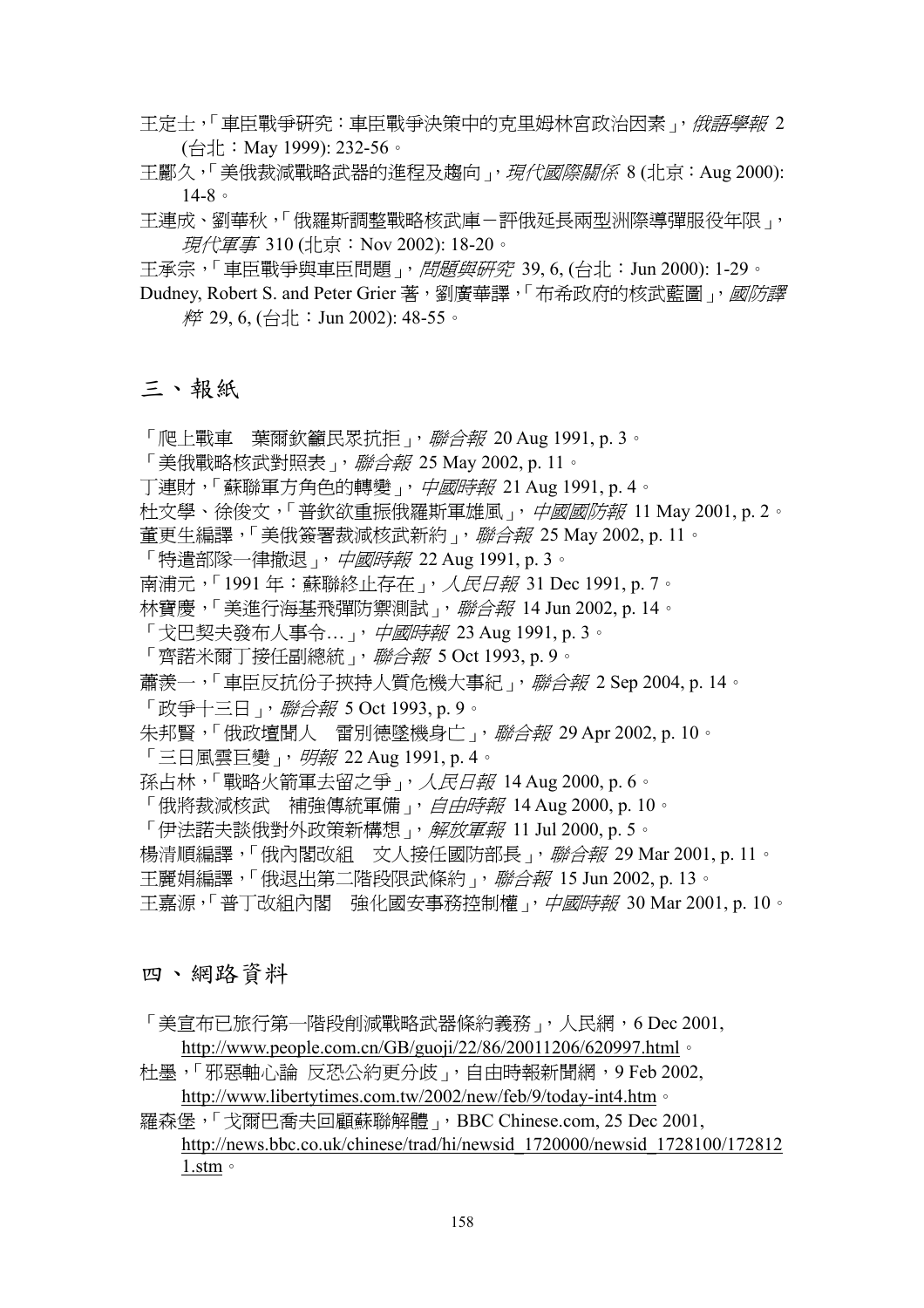王定士，「車臣戰爭研究：車臣戰爭決策中的克里姆林宮政治因素」，*俄語學報* 2 (台北：May 1999): 232-56。

王酈久，「美俄裁減戰略武器的進程及趨向」，*現代國際關係* 8 (北京：Aug 2000): 14-8。

王連成、劉華秋，「俄羅斯調整戰略核武庫－評俄延長兩型洲際導彈服役年限」，*現代軍事* 310 (北京：Nov 2002): 18-20。

王承宗，「車臣戰爭與車臣問題」，*問題與研究* 39, 6, (台北：Jun 2000): 1-29。

Dudney, Robert S. and Peter Grier 著，劉廣華譯，「布希政府的核武藍圖」，*國防譯粹* 29, 6, (台北：Jun 2002): 48-55。

## 三、報紙

「爬上戰車　葉爾欽籲民眾抗拒」，*聯合報* 20 Aug 1991, p. 3。

「美俄戰略核武對照表」，*聯合報* 25 May 2002, p. 11。

丁連財，「蘇聯軍方角色的轉變」，*中國時報* 21 Aug 1991, p. 4。

杜文學、徐俊文，「普欽欲重振俄羅斯軍雄風」，*中國國防報* 11 May 2001, p. 2。

董更生編譯，「美俄簽署裁減核武新約」，*聯合報* 25 May 2002, p. 11。

「特遣部隊一律撤退」，*中國時報* 22 Aug 1991, p. 3。

南浦元，「1991 年：蘇聯終止存在」，*人民日報* 31 Dec 1991, p. 7。

林寶慶，「美進行海基飛彈防禦測試」，*聯合報* 14 Jun 2002, p. 14。

「戈巴契夫發布人事令…」，*中國時報* 23 Aug 1991, p. 3。

「齊諾米爾丁接任副總統」，*聯合報* 5 Oct 1993, p. 9。

蕭羨一，「車臣反抗份子挾持人質危機大事紀」，*聯合報* 2 Sep 2004, p. 14。

「政爭十三日」，*聯合報* 5 Oct 1993, p. 9。

朱邦賢，「俄政壇聞人　雷別德墜機身亡」，*聯合報* 29 Apr 2002, p. 10。

「三日風雲巨變」，*明報* 22 Aug 1991, p. 4。

孫占林，「戰略火箭軍去留之爭」，*人民日報* 14 Aug 2000, p. 6。

「俄將裁減核武　補強傳統軍備」，*自由時報* 14 Aug 2000, p. 10。

「伊法諾夫談俄對外政策新構想」，*解放軍報* 11 Jul 2000, p. 5。

楊清順編譯，「俄內閣改組　文人接任國防部長」，*聯合報* 29 Mar 2001, p. 11。

王麗娟編譯，「俄退出第二階段限武條約」，*聯合報* 15 Jun 2002, p. 13。

王嘉源，「普丁改組內閣　強化國安事務控制權」，*中國時報* 30 Mar 2001, p. 10。

## 四、網路資料

「美宣布已旅行第一階段削減戰略武器條約義務」，人民網，6 Dec 2001, http://www.people.com.cn/GB/guoji/22/86/20011206/620997.html。

杜墨，「邪惡軸心論 反恐公約更分歧」，自由時報新聞網，9 Feb 2002, http://www.libertytimes.com.tw/2002/new/feb/9/today-int4.htm。

羅森堡，「戈爾巴喬夫回顧蘇聯解體」，BBC Chinese.com, 25 Dec 2001, http://news.bbc.co.uk/chinese/trad/hi/newsid_1720000/newsid_1728100/1728121.stm。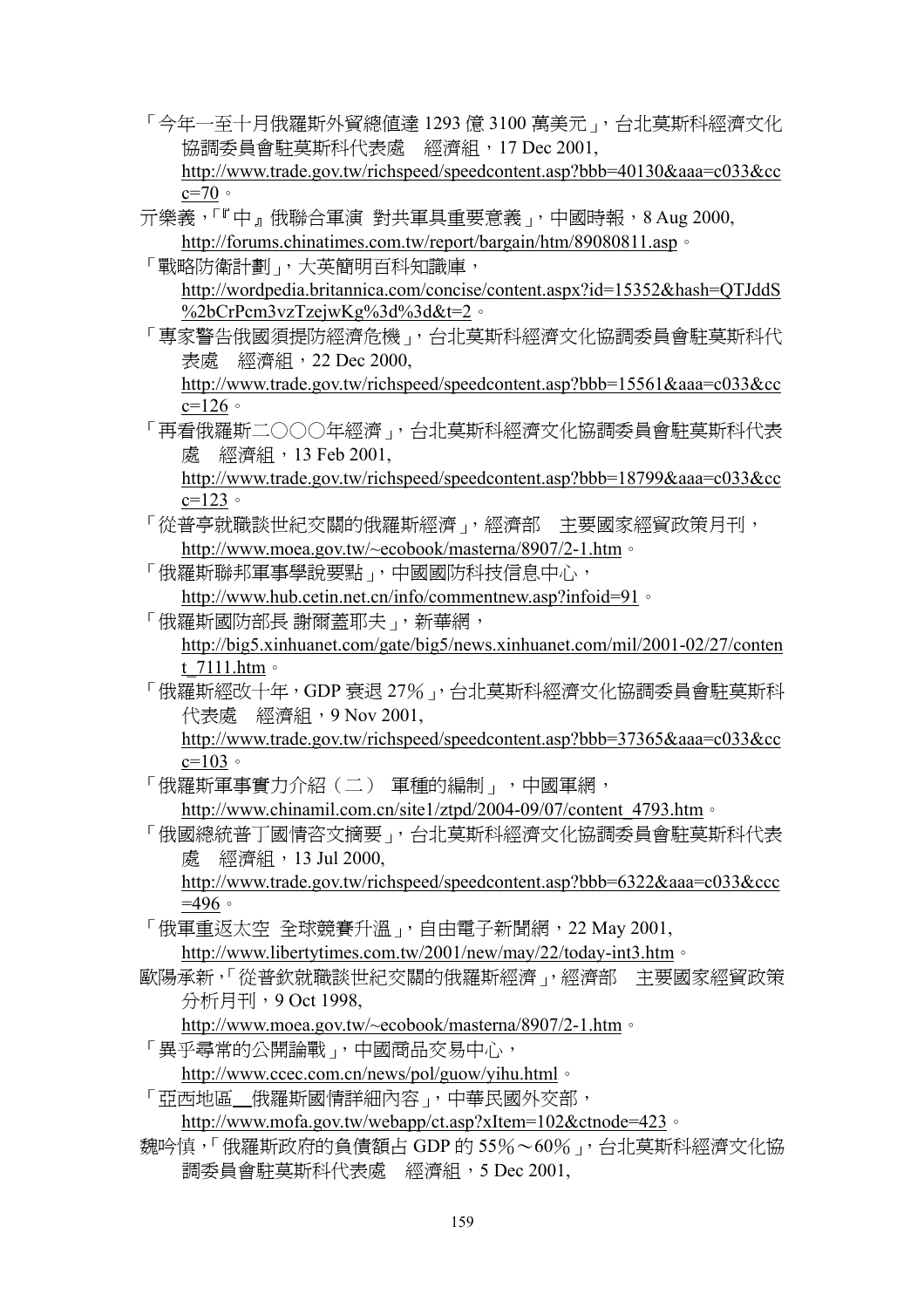「今年一至十月俄羅斯外貿總值達 1293 億 3100 萬美元」，台北莫斯科經濟文化協調委員會駐莫斯科代表處　經濟組，17 Dec 2001, http://www.trade.gov.tw/richspeed/speedcontent.asp?bbb=40130&aaa=c033&ccc=70。

亓樂義，「『中』俄聯合軍演 對共軍具重要意義」，中國時報，8 Aug 2000, http://forums.chinatimes.com.tw/report/bargain/htm/89080811.asp。

「戰略防衛計劃」，大英簡明百科知識庫， http://wordpedia.britannica.com/concise/content.aspx?id=15352&hash=QTJddS%2bCrPcm3vzTzejwKg%3d%3d&t=2。

「專家警告俄國須提防經濟危機」，台北莫斯科經濟文化協調委員會駐莫斯科代表處　經濟組，22 Dec 2000, http://www.trade.gov.tw/richspeed/speedcontent.asp?bbb=15561&aaa=c033&ccc=126。

「再看俄羅斯二○○○年經濟」，台北莫斯科經濟文化協調委員會駐莫斯科代表處　經濟組，13 Feb 2001, http://www.trade.gov.tw/richspeed/speedcontent.asp?bbb=18799&aaa=c033&ccc=123。

「從普亭就職談世紀交關的俄羅斯經濟」，經濟部　主要國家經貿政策月刊， http://www.moea.gov.tw/~ecobook/masterna/8907/2-1.htm。

「俄羅斯聯邦軍事學說要點」，中國國防科技信息中心， http://www.hub.cetin.net.cn/info/commentnew.asp?infoid=91。

「俄羅斯國防部長 謝爾蓋耶夫」，新華網， http://big5.xinhuanet.com/gate/big5/news.xinhuanet.com/mil/2001-02/27/content_7111.htm。

「俄羅斯經改十年，GDP 衰退 27%」，台北莫斯科經濟文化協調委員會駐莫斯科代表處　經濟組，9 Nov 2001, http://www.trade.gov.tw/richspeed/speedcontent.asp?bbb=37365&aaa=c033&ccc=103。

「俄羅斯軍事實力介紹（二） 軍種的編制」，中國軍網， http://www.chinamil.com.cn/site1/ztpd/2004-09/07/content_4793.htm。

「俄國總統普丁國情咨文摘要」，台北莫斯科經濟文化協調委員會駐莫斯科代表處　經濟組，13 Jul 2000, http://www.trade.gov.tw/richspeed/speedcontent.asp?bbb=6322&aaa=c033&ccc=496。

「俄軍重返太空 全球競賽升溫」，自由電子新聞網，22 May 2001, http://www.libertytimes.com.tw/2001/new/may/22/today-int3.htm。

歐陽承新，「從普欽就職談世紀交關的俄羅斯經濟」，經濟部　主要國家經貿政策分析月刊，9 Oct 1998, http://www.moea.gov.tw/~ecobook/masterna/8907/2-1.htm。

「異乎尋常的公開論戰」，中國商品交易中心， http://www.ccec.com.cn/news/pol/guow/yihu.html。

「亞西地區__俄羅斯國情詳細內容」，中華民國外交部， http://www.mofa.gov.tw/webapp/ct.asp?xItem=102&ctnode=423。

魏吟慎，「俄羅斯政府的負債額占 GDP 的 55%～60%」，台北莫斯科經濟文化協調委員會駐莫斯科代表處　經濟組，5 Dec 2001,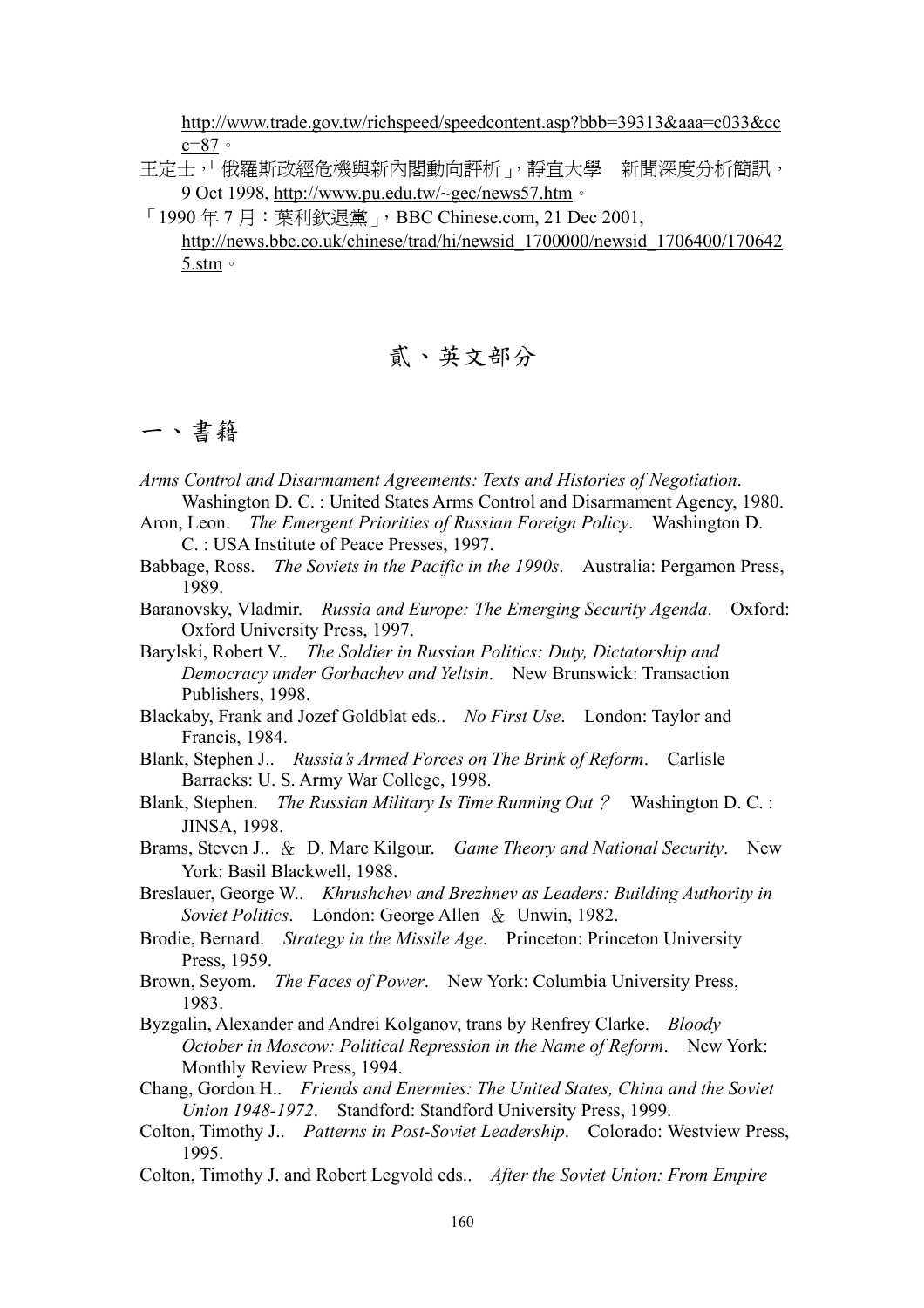http://www.trade.gov.tw/richspeed/speedcontent.asp?bbb=39313&aaa=c033&ccc=87。

王定士，「俄羅斯政經危機與新內閣動向評析」，靜宜大學　新聞深度分析簡訊，9 Oct 1998, http://www.pu.edu.tw/~gec/news57.htm。

「1990 年 7 月：葉利欽退黨」，BBC Chinese.com, 21 Dec 2001, http://news.bbc.co.uk/chinese/trad/hi/newsid_1700000/newsid_1706400/1706425.stm。

# 貳、英文部分

## 一、書籍

*Arms Control and Disarmament Agreements: Texts and Histories of Negotiation*. Washington D. C. : United States Arms Control and Disarmament Agency, 1980.

Aron, Leon. *The Emergent Priorities of Russian Foreign Policy*. Washington D. C. : USA Institute of Peace Presses, 1997.

Babbage, Ross. *The Soviets in the Pacific in the 1990s*. Australia: Pergamon Press, 1989.

Baranovsky, Vladmir. *Russia and Europe: The Emerging Security Agenda*. Oxford: Oxford University Press, 1997.

Barylski, Robert V.. *The Soldier in Russian Politics: Duty, Dictatorship and Democracy under Gorbachev and Yeltsin*. New Brunswick: Transaction Publishers, 1998.

Blackaby, Frank and Jozef Goldblat eds.. *No First Use*. London: Taylor and Francis, 1984.

Blank, Stephen J.. *Russia's Armed Forces on The Brink of Reform*. Carlisle Barracks: U. S. Army War College, 1998.

Blank, Stephen. *The Russian Military Is Time Running Out？* Washington D. C. : JINSA, 1998.

Brams, Steven J.. ＆ D. Marc Kilgour. *Game Theory and National Security*. New York: Basil Blackwell, 1988.

Breslauer, George W.. *Khrushchev and Brezhnev as Leaders: Building Authority in Soviet Politics*. London: George Allen ＆ Unwin, 1982.

Brodie, Bernard. *Strategy in the Missile Age*. Princeton: Princeton University Press, 1959.

Brown, Seyom. *The Faces of Power*. New York: Columbia University Press, 1983.

Byzgalin, Alexander and Andrei Kolganov, trans by Renfrey Clarke. *Bloody October in Moscow: Political Repression in the Name of Reform*. New York: Monthly Review Press, 1994.

Chang, Gordon H.. *Friends and Enermies: The United States, China and the Soviet Union 1948-1972*. Standford: Standford University Press, 1999.

Colton, Timothy J.. *Patterns in Post-Soviet Leadership*. Colorado: Westview Press, 1995.

Colton, Timothy J. and Robert Legvold eds.. *After the Soviet Union: From Empire*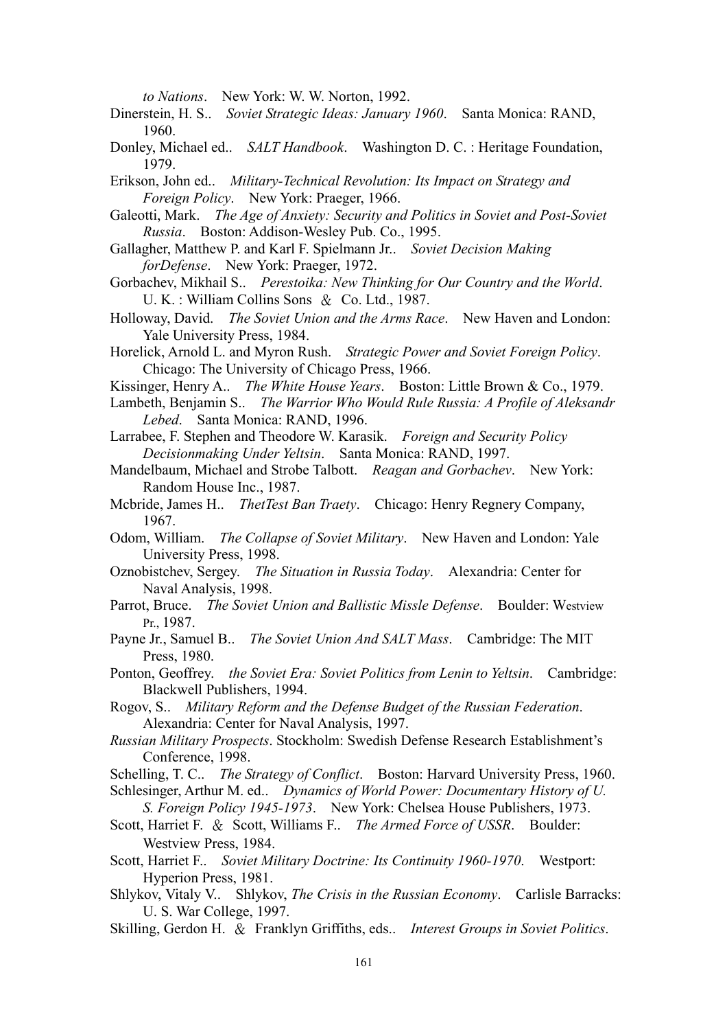*to Nations*. New York: W. W. Norton, 1992.

Dinerstein, H. S.. *Soviet Strategic Ideas: January 1960*. Santa Monica: RAND, 1960.

Donley, Michael ed.. *SALT Handbook*. Washington D. C. : Heritage Foundation, 1979.

Erikson, John ed.. *Military-Technical Revolution: Its Impact on Strategy and Foreign Policy*. New York: Praeger, 1966.

Galeotti, Mark. *The Age of Anxiety: Security and Politics in Soviet and Post-Soviet Russia*. Boston: Addison-Wesley Pub. Co., 1995.

Gallagher, Matthew P. and Karl F. Spielmann Jr.. *Soviet Decision Making forDefense*. New York: Praeger, 1972.

Gorbachev, Mikhail S.. *Perestoika: New Thinking for Our Country and the World*. U. K. : William Collins Sons ＆ Co. Ltd., 1987.

Holloway, David. *The Soviet Union and the Arms Race*. New Haven and London: Yale University Press, 1984.

Horelick, Arnold L. and Myron Rush. *Strategic Power and Soviet Foreign Policy*. Chicago: The University of Chicago Press, 1966.

Kissinger, Henry A.. *The White House Years*. Boston: Little Brown & Co., 1979.

Lambeth, Benjamin S.. *The Warrior Who Would Rule Russia: A Profile of Aleksandr Lebed*. Santa Monica: RAND, 1996.

Larrabee, F. Stephen and Theodore W. Karasik. *Foreign and Security Policy Decisionmaking Under Yeltsin*. Santa Monica: RAND, 1997.

Mandelbaum, Michael and Strobe Talbott. *Reagan and Gorbachev*. New York: Random House Inc., 1987.

Mcbride, James H.. *ThetTest Ban Traety*. Chicago: Henry Regnery Company, 1967.

Odom, William. *The Collapse of Soviet Military*. New Haven and London: Yale University Press, 1998.

Oznobistchev, Sergey. *The Situation in Russia Today*. Alexandria: Center for Naval Analysis, 1998.

Parrot, Bruce. *The Soviet Union and Ballistic Missle Defense*. Boulder: Westview Pr., 1987.

Payne Jr., Samuel B.. *The Soviet Union And SALT Mass*. Cambridge: The MIT Press, 1980.

Ponton, Geoffrey. *the Soviet Era: Soviet Politics from Lenin to Yeltsin*. Cambridge: Blackwell Publishers, 1994.

Rogov, S.. *Military Reform and the Defense Budget of the Russian Federation*. Alexandria: Center for Naval Analysis, 1997.

*Russian Military Prospects*. Stockholm: Swedish Defense Research Establishment's Conference, 1998.

Schelling, T. C.. *The Strategy of Conflict*. Boston: Harvard University Press, 1960.

Schlesinger, Arthur M. ed.. *Dynamics of World Power: Documentary History of U. S. Foreign Policy 1945-1973*. New York: Chelsea House Publishers, 1973.

Scott, Harriet F. ＆ Scott, Williams F.. *The Armed Force of USSR*. Boulder: Westview Press, 1984.

Scott, Harriet F.. *Soviet Military Doctrine: Its Continuity 1960-1970*. Westport: Hyperion Press, 1981.

Shlykov, Vitaly V.. Shlykov, *The Crisis in the Russian Economy*. Carlisle Barracks: U. S. War College, 1997.

Skilling, Gerdon H. ＆ Franklyn Griffiths, eds.. *Interest Groups in Soviet Politics*.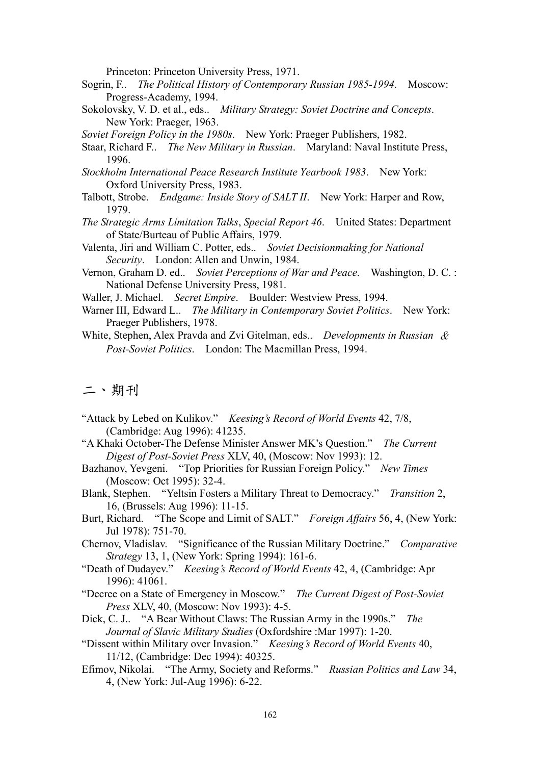Princeton: Princeton University Press, 1971.

Sogrin, F.. *The Political History of Contemporary Russian 1985-1994*. Moscow: Progress-Academy, 1994.

Sokolovsky, V. D. et al., eds.. *Military Strategy: Soviet Doctrine and Concepts*. New York: Praeger, 1963.

*Soviet Foreign Policy in the 1980s*. New York: Praeger Publishers, 1982.

Staar, Richard F.. *The New Military in Russian*. Maryland: Naval Institute Press, 1996.

*Stockholm International Peace Research Institute Yearbook 1983*. New York: Oxford University Press, 1983.

Talbott, Strobe. *Endgame: Inside Story of SALT II*. New York: Harper and Row, 1979.

*The Strategic Arms Limitation Talks*, *Special Report 46*. United States: Department of State/Burteau of Public Affairs, 1979.

Valenta, Jiri and William C. Potter, eds.. *Soviet Decisionmaking for National Security*. London: Allen and Unwin, 1984.

Vernon, Graham D. ed.. *Soviet Perceptions of War and Peace*. Washington, D. C. : National Defense University Press, 1981.

Waller, J. Michael. *Secret Empire*. Boulder: Westview Press, 1994.

Warner III, Edward L.. *The Military in Contemporary Soviet Politics*. New York: Praeger Publishers, 1978.

White, Stephen, Alex Pravda and Zvi Gitelman, eds.. *Developments in Russian ＆ Post-Soviet Politics*. London: The Macmillan Press, 1994.

## 二、期刊

"Attack by Lebed on Kulikov." *Keesing's Record of World Events* 42, 7/8, (Cambridge: Aug 1996): 41235.

"A Khaki October-The Defense Minister Answer MK's Question." *The Current Digest of Post-Soviet Press* XLV, 40, (Moscow: Nov 1993): 12.

Bazhanov, Yevgeni. "Top Priorities for Russian Foreign Policy." *New Times* (Moscow: Oct 1995): 32-4.

Blank, Stephen. "Yeltsin Fosters a Military Threat to Democracy." *Transition* 2, 16, (Brussels: Aug 1996): 11-15.

Burt, Richard. "The Scope and Limit of SALT." *Foreign Affairs* 56, 4, (New York: Jul 1978): 751-70.

Chernov, Vladislav. "Significance of the Russian Military Doctrine." *Comparative Strategy* 13, 1, (New York: Spring 1994): 161-6.

"Death of Dudayev." *Keesing's Record of World Events* 42, 4, (Cambridge: Apr 1996): 41061.

"Decree on a State of Emergency in Moscow." *The Current Digest of Post-Soviet Press* XLV, 40, (Moscow: Nov 1993): 4-5.

Dick, C. J.. "A Bear Without Claws: The Russian Army in the 1990s." *The Journal of Slavic Military Studies* (Oxfordshire :Mar 1997): 1-20.

"Dissent within Military over Invasion." *Keesing's Record of World Events* 40, 11/12, (Cambridge: Dec 1994): 40325.

Efimov, Nikolai. "The Army, Society and Reforms." *Russian Politics and Law* 34, 4, (New York: Jul-Aug 1996): 6-22.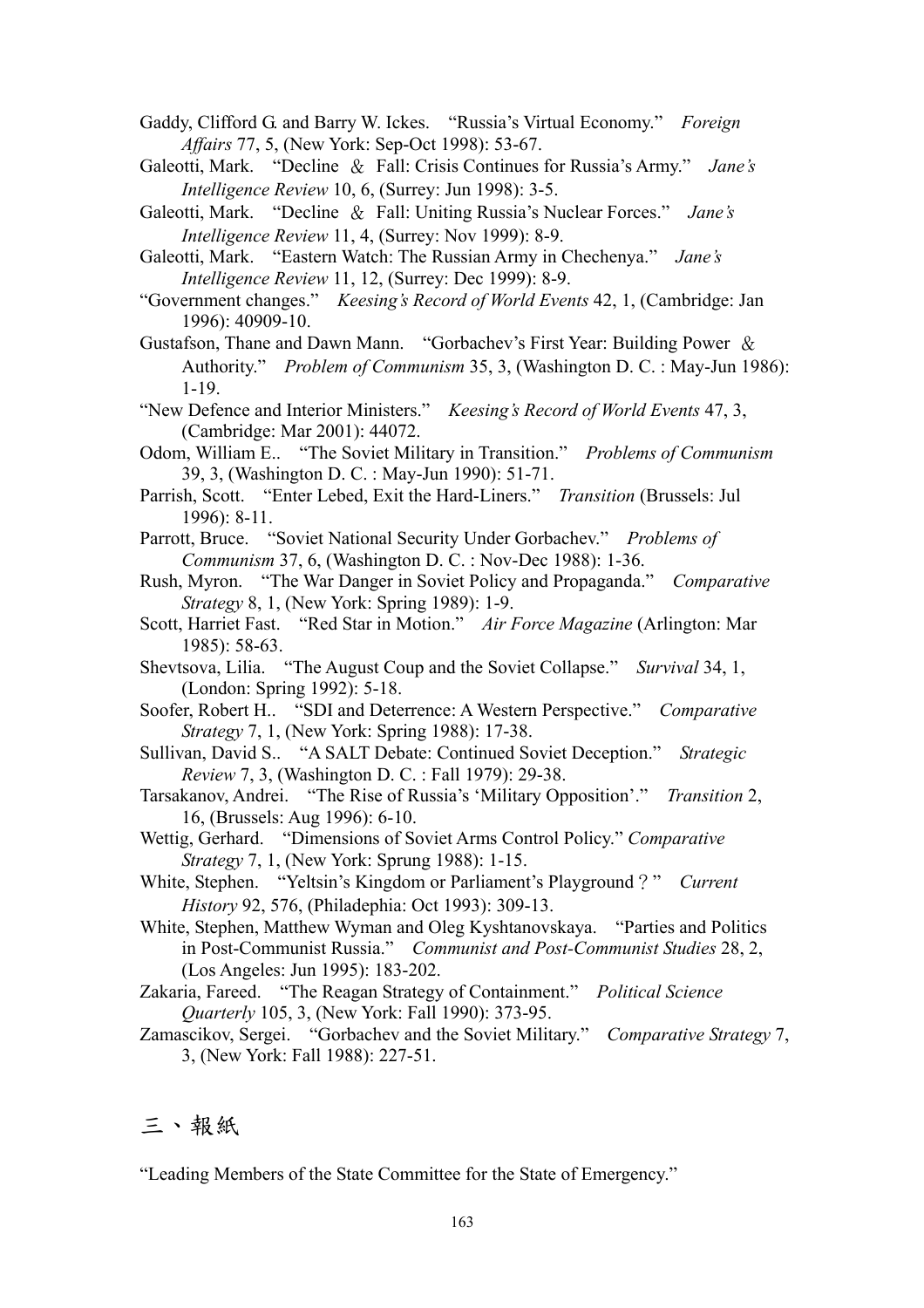Gaddy, Clifford G. and Barry W. Ickes. "Russia's Virtual Economy." *Foreign Affairs* 77, 5, (New York: Sep-Oct 1998): 53-67.

Galeotti, Mark. "Decline ＆ Fall: Crisis Continues for Russia's Army." *Jane's Intelligence Review* 10, 6, (Surrey: Jun 1998): 3-5.

Galeotti, Mark. "Decline ＆ Fall: Uniting Russia's Nuclear Forces." *Jane's Intelligence Review* 11, 4, (Surrey: Nov 1999): 8-9.

Galeotti, Mark. "Eastern Watch: The Russian Army in Chechenya." *Jane's Intelligence Review* 11, 12, (Surrey: Dec 1999): 8-9.

"Government changes." *Keesing's Record of World Events* 42, 1, (Cambridge: Jan 1996): 40909-10.

Gustafson, Thane and Dawn Mann. "Gorbachev's First Year: Building Power ＆ Authority." *Problem of Communism* 35, 3, (Washington D. C. : May-Jun 1986): 1-19.

"New Defence and Interior Ministers." *Keesing's Record of World Events* 47, 3, (Cambridge: Mar 2001): 44072.

Odom, William E.. "The Soviet Military in Transition." *Problems of Communism* 39, 3, (Washington D. C. : May-Jun 1990): 51-71.

Parrish, Scott. "Enter Lebed, Exit the Hard-Liners." *Transition* (Brussels: Jul 1996): 8-11.

Parrott, Bruce. "Soviet National Security Under Gorbachev." *Problems of Communism* 37, 6, (Washington D. C. : Nov-Dec 1988): 1-36.

Rush, Myron. "The War Danger in Soviet Policy and Propaganda." *Comparative Strategy* 8, 1, (New York: Spring 1989): 1-9.

Scott, Harriet Fast. "Red Star in Motion." *Air Force Magazine* (Arlington: Mar 1985): 58-63.

Shevtsova, Lilia. "The August Coup and the Soviet Collapse." *Survival* 34, 1, (London: Spring 1992): 5-18.

Soofer, Robert H.. "SDI and Deterrence: A Western Perspective." *Comparative Strategy* 7, 1, (New York: Spring 1988): 17-38.

Sullivan, David S.. "A SALT Debate: Continued Soviet Deception." *Strategic Review* 7, 3, (Washington D. C. : Fall 1979): 29-38.

Tarsakanov, Andrei. "The Rise of Russia's 'Military Opposition'." *Transition* 2, 16, (Brussels: Aug 1996): 6-10.

Wettig, Gerhard. "Dimensions of Soviet Arms Control Policy." *Comparative Strategy* 7, 1, (New York: Sprung 1988): 1-15.

White, Stephen. "Yeltsin's Kingdom or Parliament's Playground？" *Current History* 92, 576, (Philadephia: Oct 1993): 309-13.

White, Stephen, Matthew Wyman and Oleg Kyshtanovskaya. "Parties and Politics in Post-Communist Russia." *Communist and Post-Communist Studies* 28, 2, (Los Angeles: Jun 1995): 183-202.

Zakaria, Fareed. "The Reagan Strategy of Containment." *Political Science Quarterly* 105, 3, (New York: Fall 1990): 373-95.

Zamascikov, Sergei. "Gorbachev and the Soviet Military." *Comparative Strategy* 7, 3, (New York: Fall 1988): 227-51.

## 三、報紙

"Leading Members of the State Committee for the State of Emergency."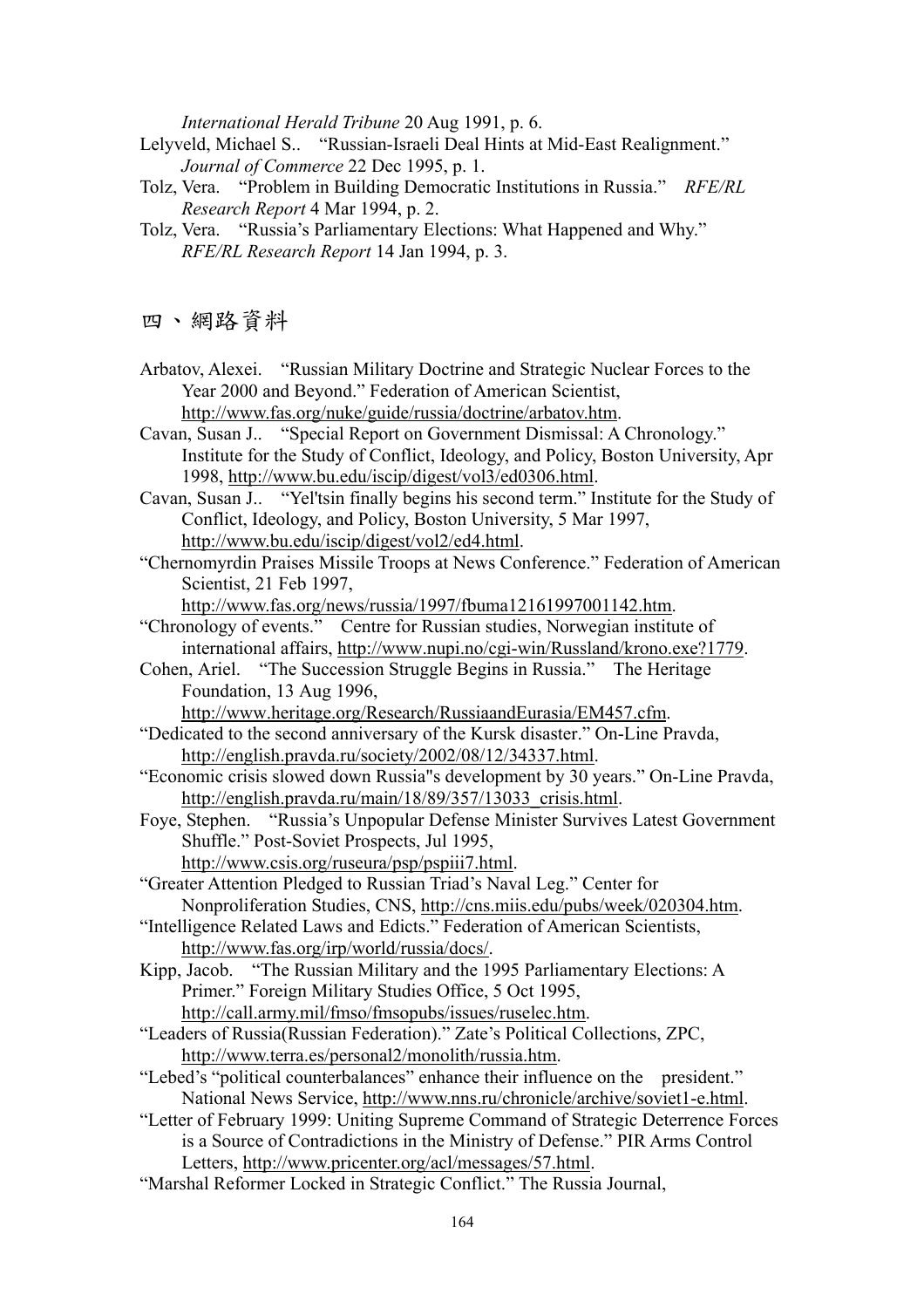*International Herald Tribune* 20 Aug 1991, p. 6.

Lelyveld, Michael S.. "Russian-Israeli Deal Hints at Mid-East Realignment." *Journal of Commerce* 22 Dec 1995, p. 1.

Tolz, Vera. "Problem in Building Democratic Institutions in Russia." *RFE/RL Research Report* 4 Mar 1994, p. 2.

Tolz, Vera. "Russia's Parliamentary Elections: What Happened and Why." *RFE/RL Research Report* 14 Jan 1994, p. 3.

## 四、網路資料

Arbatov, Alexei. "Russian Military Doctrine and Strategic Nuclear Forces to the Year 2000 and Beyond." Federation of American Scientist, http://www.fas.org/nuke/guide/russia/doctrine/arbatov.htm.

Cavan, Susan J.. "Special Report on Government Dismissal: A Chronology." Institute for the Study of Conflict, Ideology, and Policy, Boston University, Apr 1998, http://www.bu.edu/iscip/digest/vol3/ed0306.html.

Cavan, Susan J.. "Yel'tsin finally begins his second term." Institute for the Study of Conflict, Ideology, and Policy, Boston University, 5 Mar 1997, http://www.bu.edu/iscip/digest/vol2/ed4.html.

"Chernomyrdin Praises Missile Troops at News Conference." Federation of American Scientist, 21 Feb 1997, http://www.fas.org/news/russia/1997/fbuma12161997001142.htm.

"Chronology of events." Centre for Russian studies, Norwegian institute of international affairs, http://www.nupi.no/cgi-win/Russland/krono.exe?1779.

Cohen, Ariel. "The Succession Struggle Begins in Russia." The Heritage Foundation, 13 Aug 1996, http://www.heritage.org/Research/RussiaandEurasia/EM457.cfm.

"Dedicated to the second anniversary of the Kursk disaster." On-Line Pravda, http://english.pravda.ru/society/2002/08/12/34337.html.

"Economic crisis slowed down Russia"s development by 30 years." On-Line Pravda, http://english.pravda.ru/main/18/89/357/13033_crisis.html.

Foye, Stephen. "Russia's Unpopular Defense Minister Survives Latest Government Shuffle." Post-Soviet Prospects, Jul 1995, http://www.csis.org/ruseura/psp/pspiii7.html.

"Greater Attention Pledged to Russian Triad's Naval Leg." Center for Nonproliferation Studies, CNS, http://cns.miis.edu/pubs/week/020304.htm.

"Intelligence Related Laws and Edicts." Federation of American Scientists, http://www.fas.org/irp/world/russia/docs/.

Kipp, Jacob. "The Russian Military and the 1995 Parliamentary Elections: A Primer." Foreign Military Studies Office, 5 Oct 1995, http://call.army.mil/fmso/fmsopubs/issues/ruselec.htm.

"Leaders of Russia(Russian Federation)." Zate's Political Collections, ZPC, http://www.terra.es/personal2/monolith/russia.htm.

"Lebed's "political counterbalances" enhance their influence on the president." National News Service, http://www.nns.ru/chronicle/archive/soviet1-e.html.

"Letter of February 1999: Uniting Supreme Command of Strategic Deterrence Forces is a Source of Contradictions in the Ministry of Defense." PIR Arms Control Letters, http://www.pricenter.org/acl/messages/57.html.

"Marshal Reformer Locked in Strategic Conflict." The Russia Journal,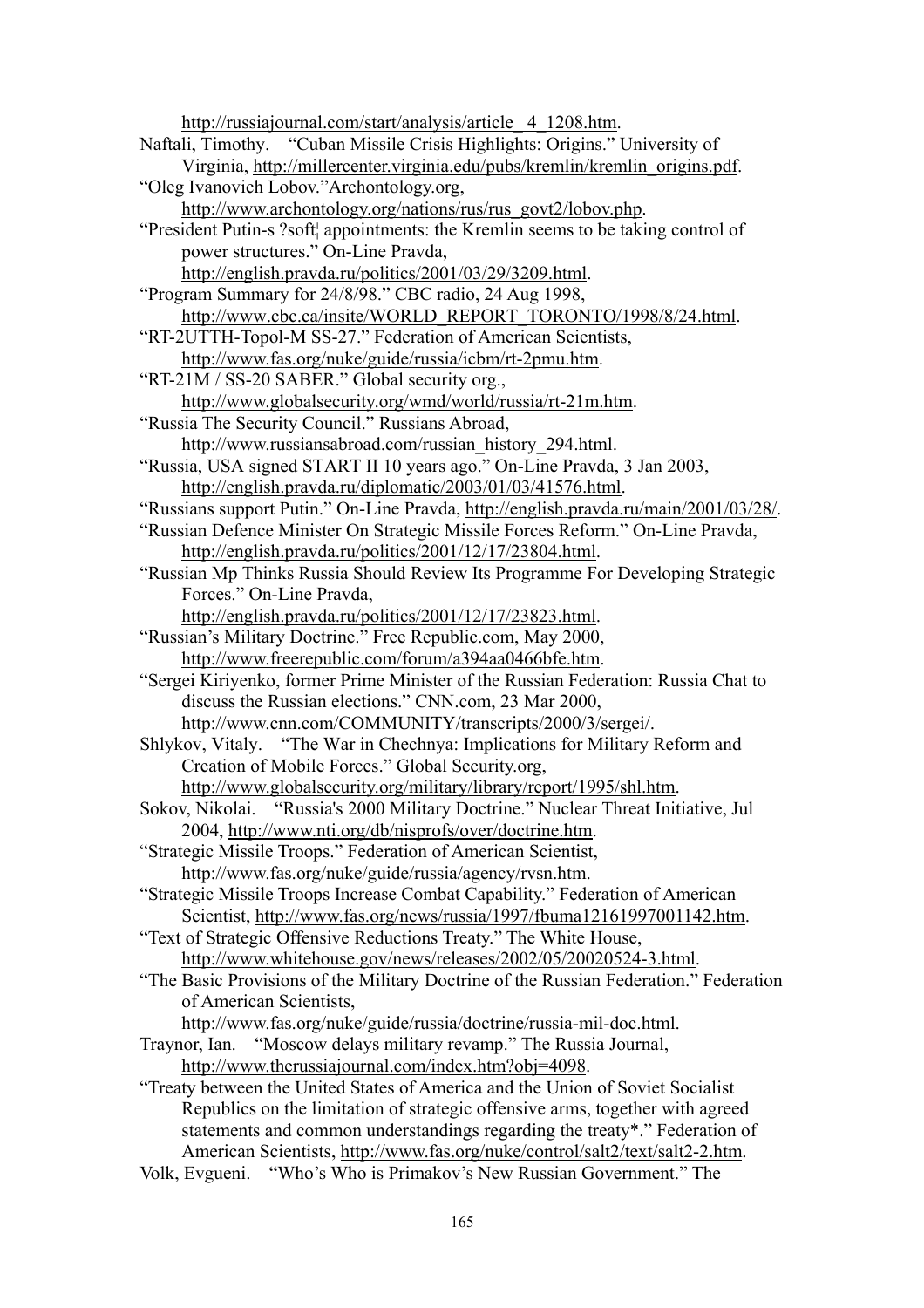http://russiajournal.com/start/analysis/article_4_1208.htm.

Naftali, Timothy. "Cuban Missile Crisis Highlights: Origins." University of Virginia, http://millercenter.virginia.edu/pubs/kremlin/kremlin_origins.pdf.

"Oleg Ivanovich Lobov."Archontology.org, http://www.archontology.org/nations/rus/rus_govt2/lobov.php.

"President Putin-s ?soft¦ appointments: the Kremlin seems to be taking control of power structures." On-Line Pravda, http://english.pravda.ru/politics/2001/03/29/3209.html.

"Program Summary for 24/8/98." CBC radio, 24 Aug 1998, http://www.cbc.ca/insite/WORLD_REPORT_TORONTO/1998/8/24.html.

"RT-2UTTH-Topol-M SS-27." Federation of American Scientists, http://www.fas.org/nuke/guide/russia/icbm/rt-2pmu.htm.

"RT-21M / SS-20 SABER." Global security org., http://www.globalsecurity.org/wmd/world/russia/rt-21m.htm.

"Russia The Security Council." Russians Abroad, http://www.russiansabroad.com/russian_history_294.html.

"Russia, USA signed START II 10 years ago." On-Line Pravda, 3 Jan 2003, http://english.pravda.ru/diplomatic/2003/01/03/41576.html.

"Russians support Putin." On-Line Pravda, http://english.pravda.ru/main/2001/03/28/.

"Russian Defence Minister On Strategic Missile Forces Reform." On-Line Pravda, http://english.pravda.ru/politics/2001/12/17/23804.html.

"Russian Mp Thinks Russia Should Review Its Programme For Developing Strategic Forces." On-Line Pravda, http://english.pravda.ru/politics/2001/12/17/23823.html.

"Russian's Military Doctrine." Free Republic.com, May 2000, http://www.freerepublic.com/forum/a394aa0466bfe.htm.

"Sergei Kiriyenko, former Prime Minister of the Russian Federation: Russia Chat to discuss the Russian elections." CNN.com, 23 Mar 2000, http://www.cnn.com/COMMUNITY/transcripts/2000/3/sergei/.

Shlykov, Vitaly. "The War in Chechnya: Implications for Military Reform and Creation of Mobile Forces." Global Security.org, http://www.globalsecurity.org/military/library/report/1995/shl.htm.

Sokov, Nikolai. "Russia's 2000 Military Doctrine." Nuclear Threat Initiative, Jul 2004, http://www.nti.org/db/nisprofs/over/doctrine.htm.

"Strategic Missile Troops." Federation of American Scientist, http://www.fas.org/nuke/guide/russia/agency/rvsn.htm.

"Strategic Missile Troops Increase Combat Capability." Federation of American Scientist, http://www.fas.org/news/russia/1997/fbuma12161997001142.htm.

"Text of Strategic Offensive Reductions Treaty." The White House, http://www.whitehouse.gov/news/releases/2002/05/20020524-3.html.

"The Basic Provisions of the Military Doctrine of the Russian Federation." Federation of American Scientists, http://www.fas.org/nuke/guide/russia/doctrine/russia-mil-doc.html.

Traynor, Ian. "Moscow delays military revamp." The Russia Journal, http://www.therussiajournal.com/index.htm?obj=4098.

"Treaty between the United States of America and the Union of Soviet Socialist Republics on the limitation of strategic offensive arms, together with agreed statements and common understandings regarding the treaty*." Federation of American Scientists, http://www.fas.org/nuke/control/salt2/text/salt2-2.htm.

Volk, Evgueni. "Who's Who is Primakov's New Russian Government." The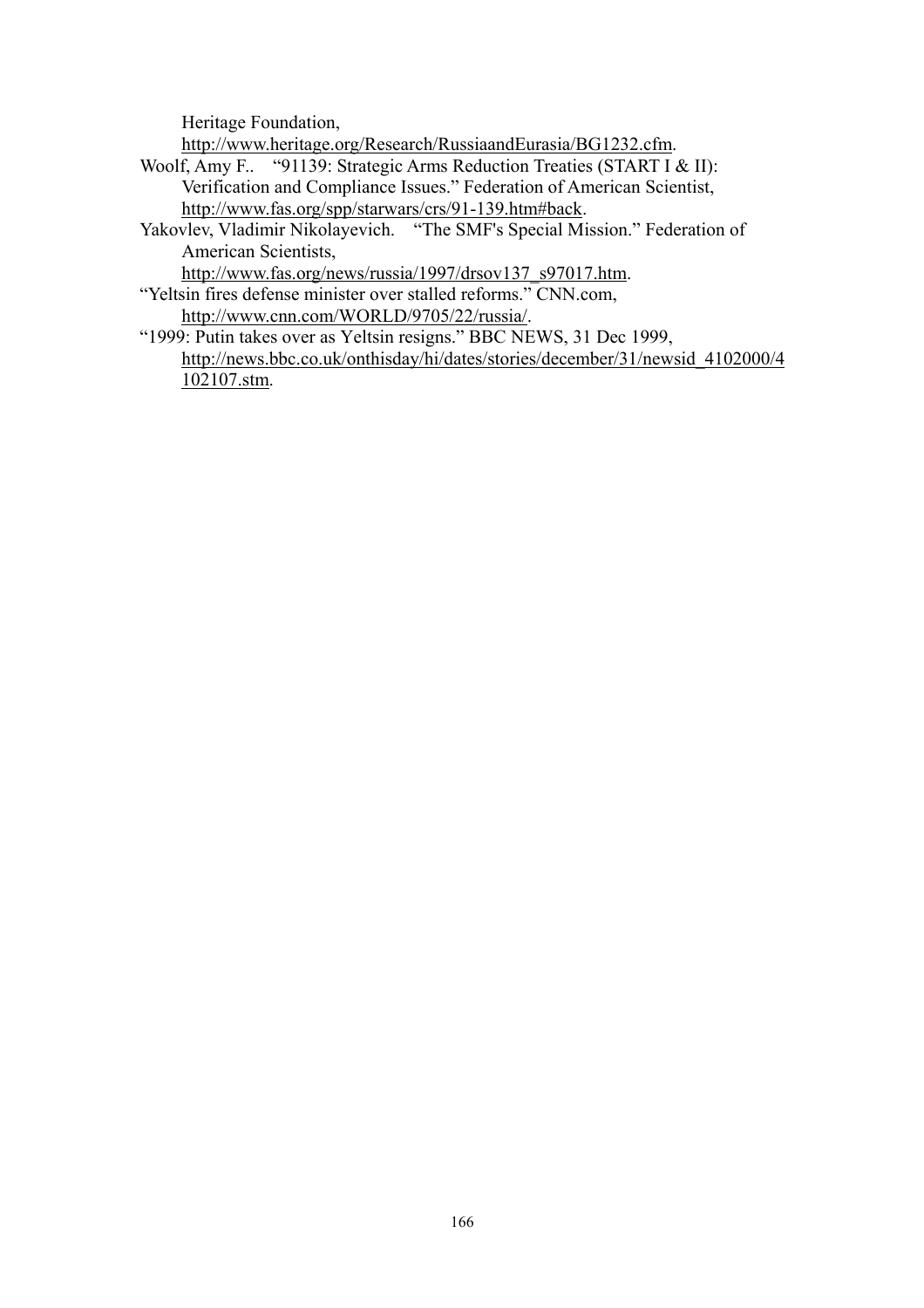Heritage Foundation, http://www.heritage.org/Research/RussiaandEurasia/BG1232.cfm.

Woolf, Amy F.. "91139: Strategic Arms Reduction Treaties (START I & II): Verification and Compliance Issues." Federation of American Scientist, http://www.fas.org/spp/starwars/crs/91-139.htm#back.

Yakovlev, Vladimir Nikolayevich. "The SMF's Special Mission." Federation of American Scientists, http://www.fas.org/news/russia/1997/drsov137_s97017.htm.

"Yeltsin fires defense minister over stalled reforms." CNN.com, http://www.cnn.com/WORLD/9705/22/russia/.

"1999: Putin takes over as Yeltsin resigns." BBC NEWS, 31 Dec 1999, http://news.bbc.co.uk/onthisday/hi/dates/stories/december/31/newsid_4102000/4102107.stm.